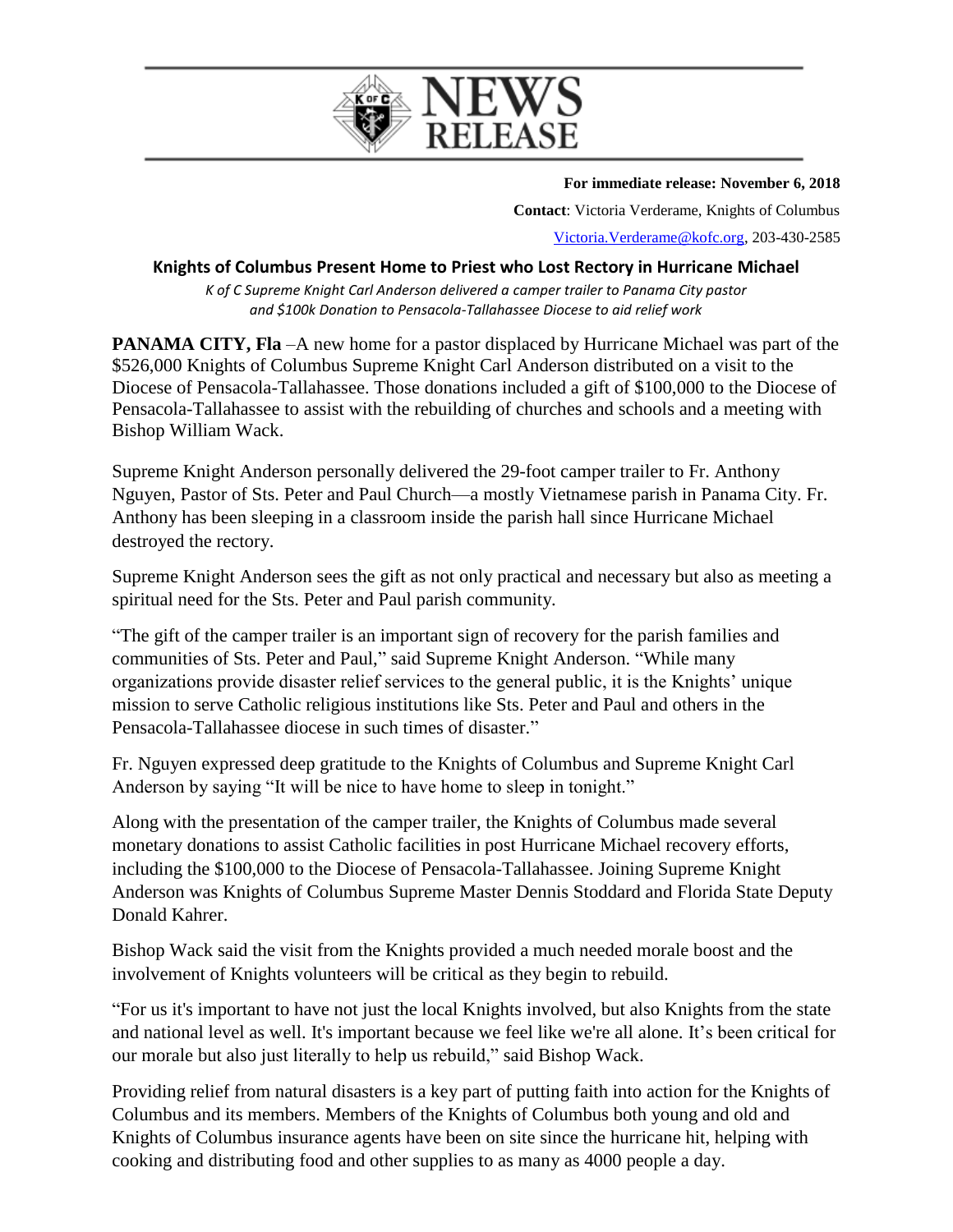# NEWS RELEASE

**For immediate release: November 6, 2018**

**Contact**: Victoria Verderame, Knights of Columbus

Victoria.Verderame@kofc.org, 203-430-2585

## Knights of Columbus Present Home to Priest who Lost Rectory in Hurricane Michael

*K of C Supreme Knight Carl Anderson delivered a camper trailer to Panama City pastor and $100k Donation to Pensacola-Tallahassee Diocese to aid relief work*

**PANAMA CITY, Fla** –A new home for a pastor displaced by Hurricane Michael was part of the $526,000 Knights of Columbus Supreme Knight Carl Anderson distributed on a visit to the Diocese of Pensacola-Tallahassee. Those donations included a gift of $100,000 to the Diocese of Pensacola-Tallahassee to assist with the rebuilding of churches and schools and a meeting with Bishop William Wack.

Supreme Knight Anderson personally delivered the 29-foot camper trailer to Fr. Anthony Nguyen, Pastor of Sts. Peter and Paul Church—a mostly Vietnamese parish in Panama City. Fr. Anthony has been sleeping in a classroom inside the parish hall since Hurricane Michael destroyed the rectory.

Supreme Knight Anderson sees the gift as not only practical and necessary but also as meeting a spiritual need for the Sts. Peter and Paul parish community.

"The gift of the camper trailer is an important sign of recovery for the parish families and communities of Sts. Peter and Paul," said Supreme Knight Anderson. "While many organizations provide disaster relief services to the general public, it is the Knights' unique mission to serve Catholic religious institutions like Sts. Peter and Paul and others in the Pensacola-Tallahassee diocese in such times of disaster."

Fr. Nguyen expressed deep gratitude to the Knights of Columbus and Supreme Knight Carl Anderson by saying "It will be nice to have home to sleep in tonight."

Along with the presentation of the camper trailer, the Knights of Columbus made several monetary donations to assist Catholic facilities in post Hurricane Michael recovery efforts, including the $100,000 to the Diocese of Pensacola-Tallahassee. Joining Supreme Knight Anderson was Knights of Columbus Supreme Master Dennis Stoddard and Florida State Deputy Donald Kahrer.

Bishop Wack said the visit from the Knights provided a much needed morale boost and the involvement of Knights volunteers will be critical as they begin to rebuild.

"For us it's important to have not just the local Knights involved, but also Knights from the state and national level as well. It's important because we feel like we're all alone. It's been critical for our morale but also just literally to help us rebuild," said Bishop Wack.

Providing relief from natural disasters is a key part of putting faith into action for the Knights of Columbus and its members. Members of the Knights of Columbus both young and old and Knights of Columbus insurance agents have been on site since the hurricane hit, helping with cooking and distributing food and other supplies to as many as 4000 people a day.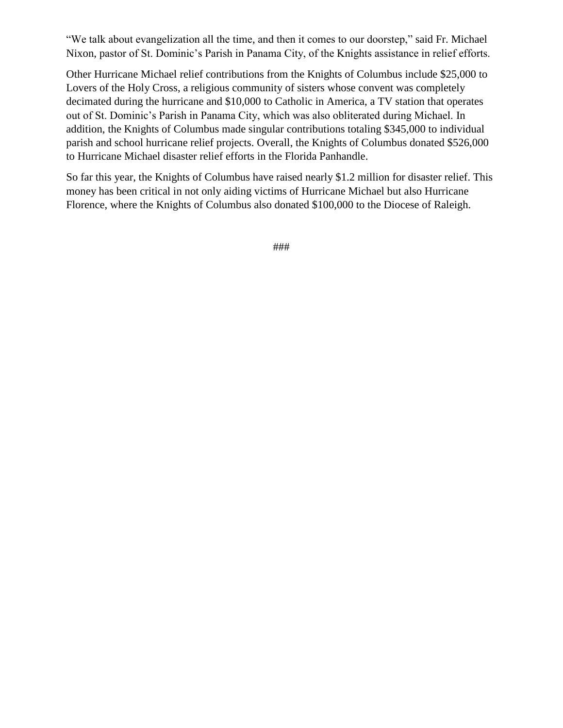"We talk about evangelization all the time, and then it comes to our doorstep," said Fr. Michael Nixon, pastor of St. Dominic's Parish in Panama City, of the Knights assistance in relief efforts.

Other Hurricane Michael relief contributions from the Knights of Columbus include $25,000 to Lovers of the Holy Cross, a religious community of sisters whose convent was completely decimated during the hurricane and $10,000 to Catholic in America, a TV station that operates out of St. Dominic's Parish in Panama City, which was also obliterated during Michael. In addition, the Knights of Columbus made singular contributions totaling $345,000 to individual parish and school hurricane relief projects. Overall, the Knights of Columbus donated $526,000 to Hurricane Michael disaster relief efforts in the Florida Panhandle.

So far this year, the Knights of Columbus have raised nearly $1.2 million for disaster relief. This money has been critical in not only aiding victims of Hurricane Michael but also Hurricane Florence, where the Knights of Columbus also donated $100,000 to the Diocese of Raleigh.

###